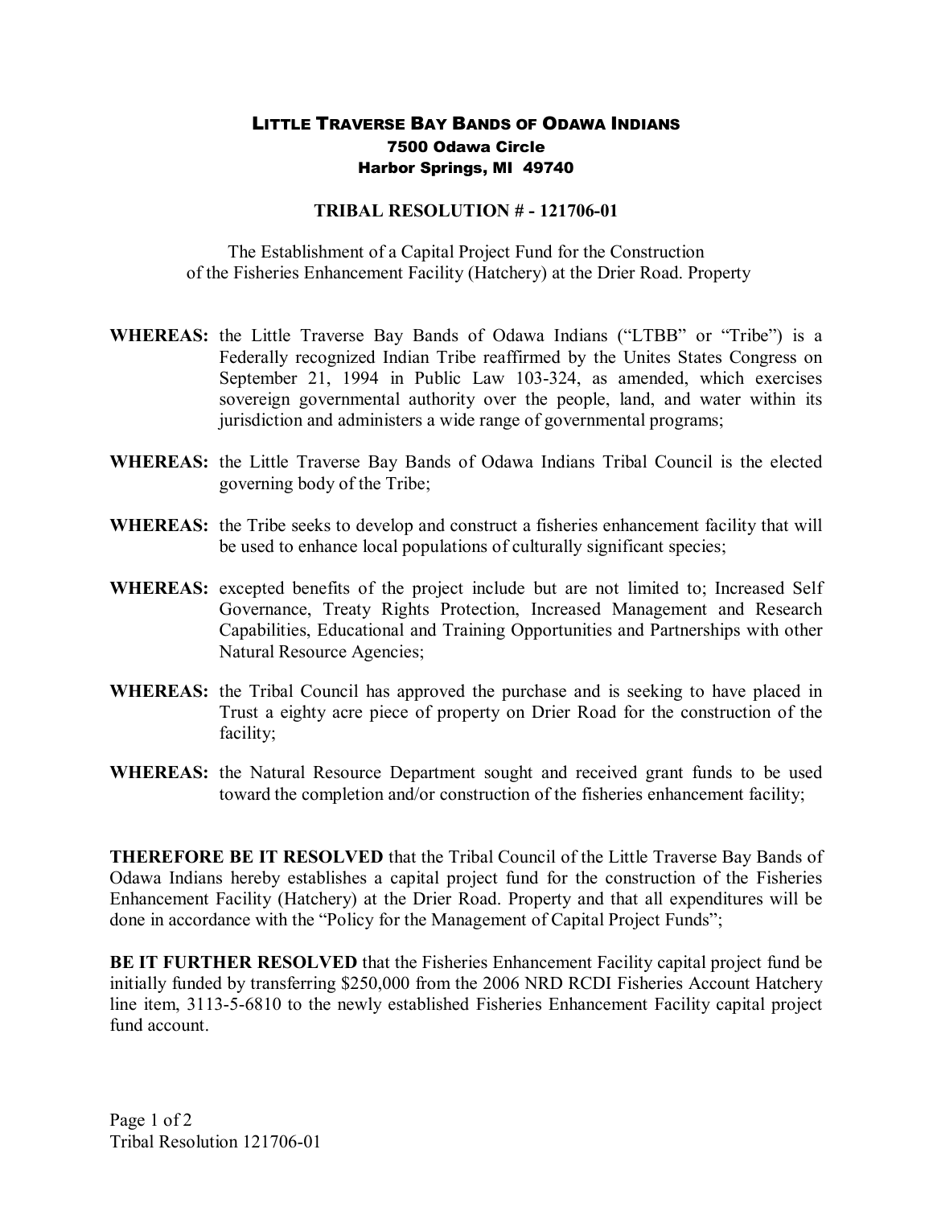# LITTLE TRAVERSE BAY BANDS OF ODAWA INDIANS

7500 Odawa Circle
Harbor Springs, MI 49740

## TRIBAL RESOLUTION # - 121706-01

The Establishment of a Capital Project Fund for the Construction of the Fisheries Enhancement Facility (Hatchery) at the Drier Road. Property

**WHEREAS:** the Little Traverse Bay Bands of Odawa Indians ("LTBB" or "Tribe") is a Federally recognized Indian Tribe reaffirmed by the Unites States Congress on September 21, 1994 in Public Law 103-324, as amended, which exercises sovereign governmental authority over the people, land, and water within its jurisdiction and administers a wide range of governmental programs;

**WHEREAS:** the Little Traverse Bay Bands of Odawa Indians Tribal Council is the elected governing body of the Tribe;

**WHEREAS:** the Tribe seeks to develop and construct a fisheries enhancement facility that will be used to enhance local populations of culturally significant species;

**WHEREAS:** excepted benefits of the project include but are not limited to; Increased Self Governance, Treaty Rights Protection, Increased Management and Research Capabilities, Educational and Training Opportunities and Partnerships with other Natural Resource Agencies;

**WHEREAS:** the Tribal Council has approved the purchase and is seeking to have placed in Trust a eighty acre piece of property on Drier Road for the construction of the facility;

**WHEREAS:** the Natural Resource Department sought and received grant funds to be used toward the completion and/or construction of the fisheries enhancement facility;

**THEREFORE BE IT RESOLVED** that the Tribal Council of the Little Traverse Bay Bands of Odawa Indians hereby establishes a capital project fund for the construction of the Fisheries Enhancement Facility (Hatchery) at the Drier Road. Property and that all expenditures will be done in accordance with the "Policy for the Management of Capital Project Funds";

**BE IT FURTHER RESOLVED** that the Fisheries Enhancement Facility capital project fund be initially funded by transferring $250,000 from the 2006 NRD RCDI Fisheries Account Hatchery line item, 3113-5-6810 to the newly established Fisheries Enhancement Facility capital project fund account.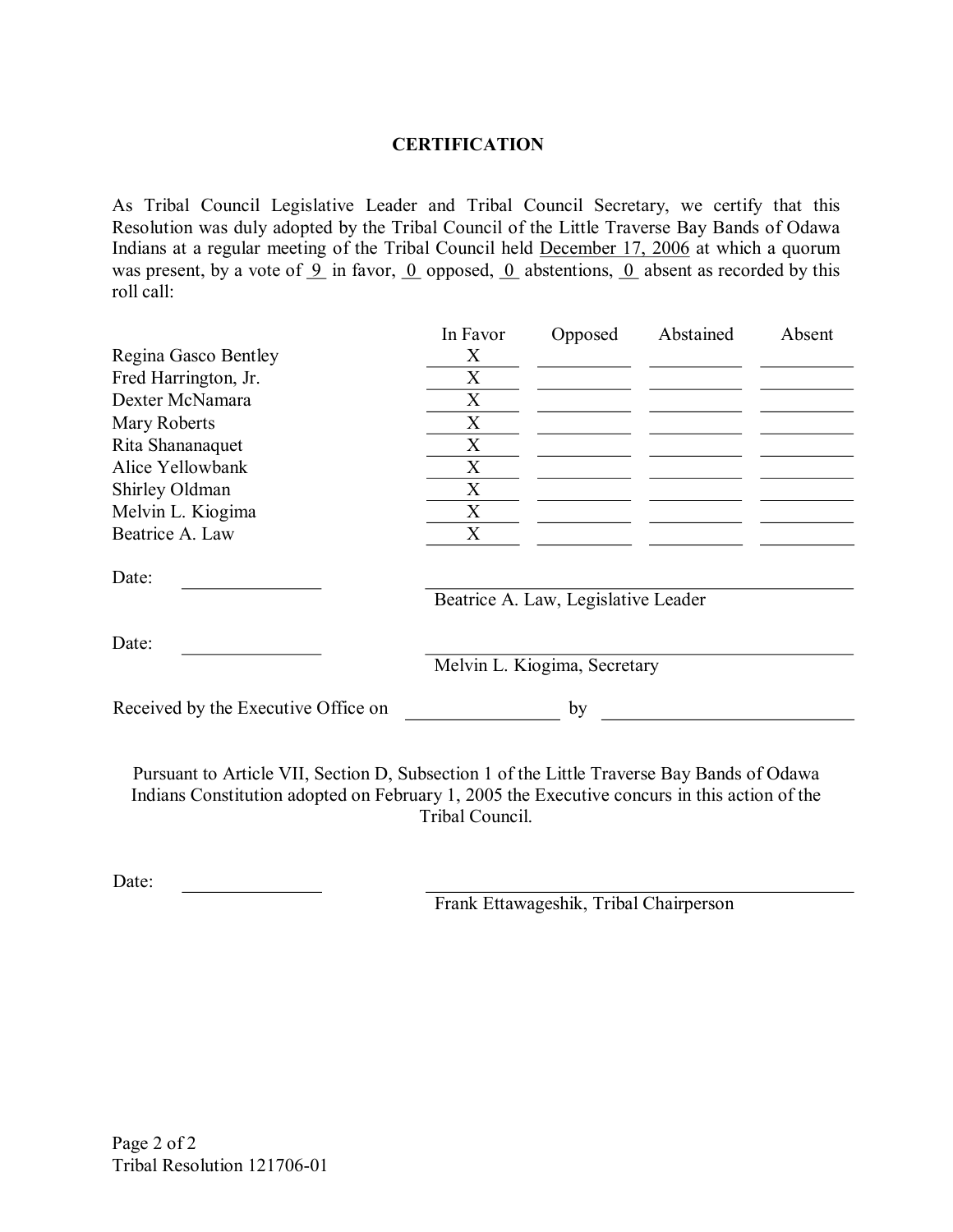## CERTIFICATION

As Tribal Council Legislative Leader and Tribal Council Secretary, we certify that this Resolution was duly adopted by the Tribal Council of the Little Traverse Bay Bands of Odawa Indians at a regular meeting of the Tribal Council held December 17, 2006 at which a quorum was present, by a vote of 9 in favor, 0 opposed, 0 abstentions, 0 absent as recorded by this roll call:

| | In Favor | Opposed | Abstained | Absent |
|---|---|---|---|---|
| Regina Gasco Bentley | X | | | |
| Fred Harrington, Jr. | X | | | |
| Dexter McNamara | X | | | |
| Mary Roberts | X | | | |
| Rita Shananaquet | X | | | |
| Alice Yellowbank | X | | | |
| Shirley Oldman | X | | | |
| Melvin L. Kiogima | X | | | |
| Beatrice A. Law | X | | | |

Date: \_\_\_\_\_\_\_\_\_\_\_\_\_\_\_ \_\_\_\_\_\_\_\_\_\_\_\_\_\_\_\_\_\_\_\_\_\_\_\_\_\_\_\_\_\_
Beatrice A. Law, Legislative Leader

Date: \_\_\_\_\_\_\_\_\_\_\_\_\_\_\_ \_\_\_\_\_\_\_\_\_\_\_\_\_\_\_\_\_\_\_\_\_\_\_\_\_\_\_\_\_\_
Melvin L. Kiogima, Secretary

Received by the Executive Office on \_\_\_\_\_\_\_\_\_\_\_\_\_\_\_ by \_\_\_\_\_\_\_\_\_\_\_\_\_\_\_\_\_\_\_\_\_\_\_\_\_\_\_\_\_\_

Pursuant to Article VII, Section D, Subsection 1 of the Little Traverse Bay Bands of Odawa Indians Constitution adopted on February 1, 2005 the Executive concurs in this action of the Tribal Council.

Date: \_\_\_\_\_\_\_\_\_\_\_\_\_\_\_ \_\_\_\_\_\_\_\_\_\_\_\_\_\_\_\_\_\_\_\_\_\_\_\_\_\_\_\_\_\_
Frank Ettawageshik, Tribal Chairperson

Tribal Resolution 121706-01